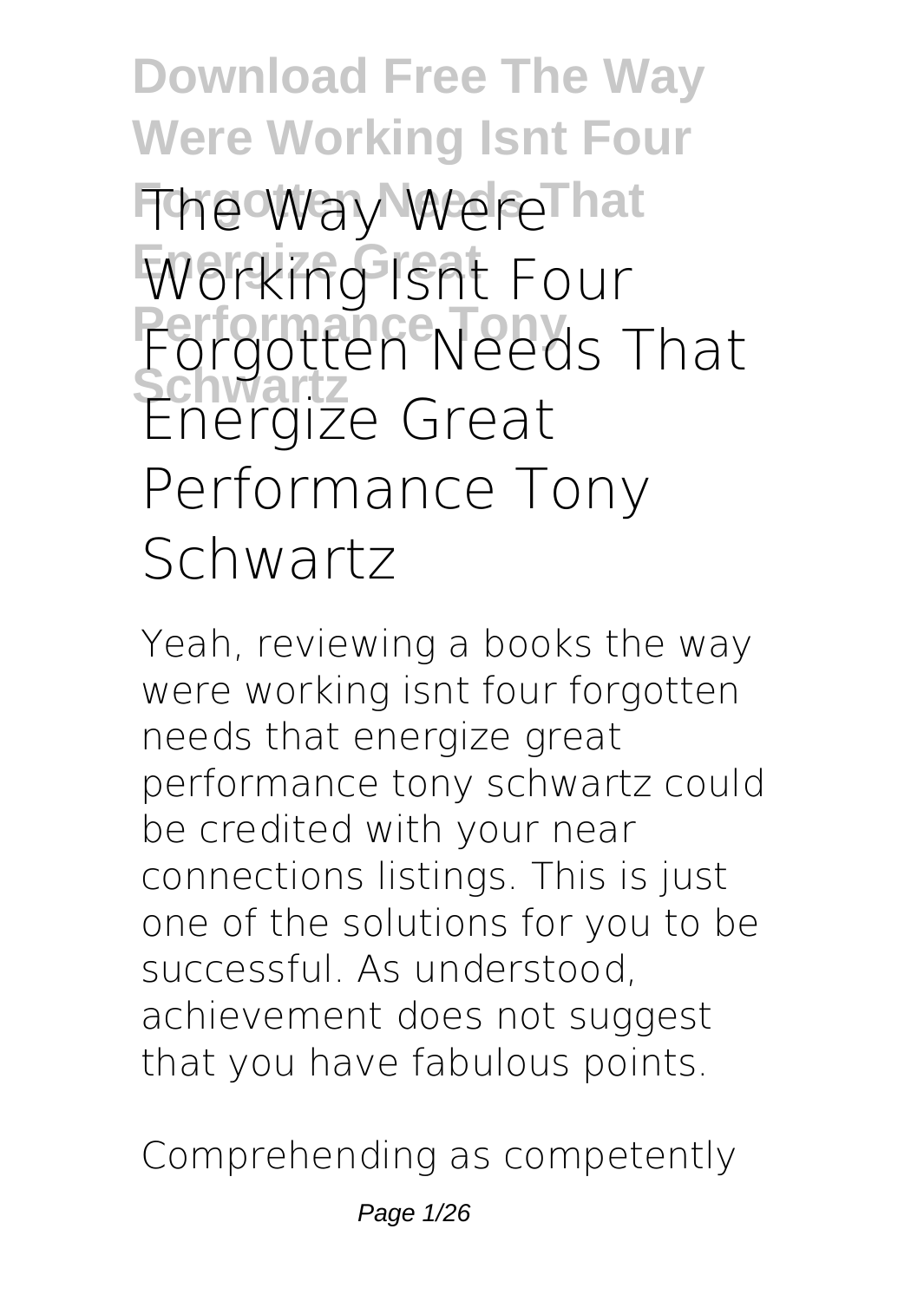# The Way Were Working Isnt Four Forgotten Needs That Energize Great Performance Tony Schwartz

Yeah, reviewing a books **the way were working isnt four forgotten needs that energize great performance tony schwartz** could be credited with your near connections listings. This is just one of the solutions for you to be successful. As understood, achievement does not suggest that you have fabulous points.

Comprehending as competently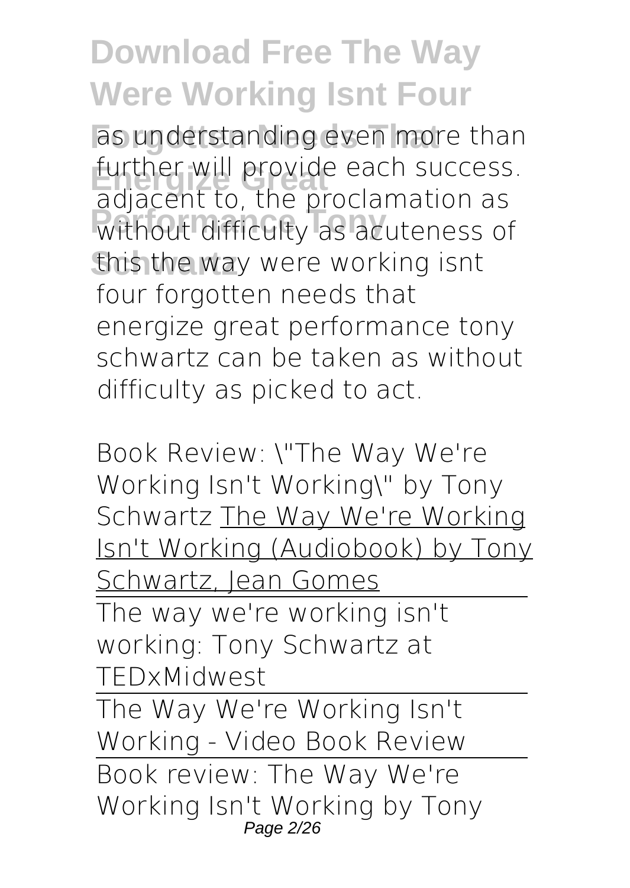as understanding even more than further will provide each success. adjacent to, the proclamation as without difficulty as acuteness of this the way were working isnt four forgotten needs that energize great performance tony schwartz can be taken as without difficulty as picked to act.

Book Review: "The Way We're Working Isn't Working" by Tony Schwartz The Way We're Working Isn't Working (Audiobook) by Tony Schwartz, Jean Gomes

The way we're working isn't working: Tony Schwartz at TEDxMidwest

The Way We're Working Isn't Working - Video Book Review

Book review: The Way We're Working Isn't Working by Tony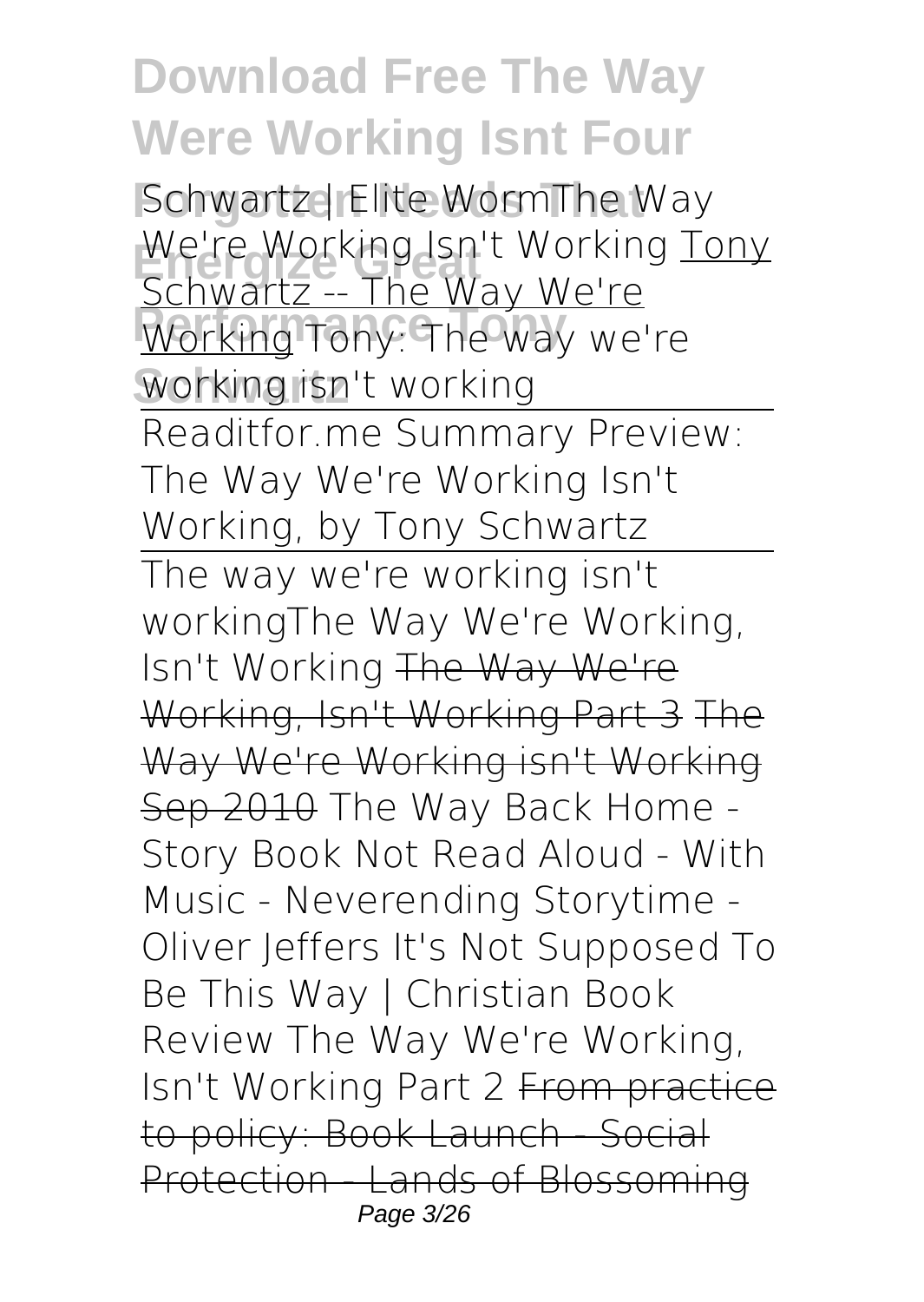Schwartz | Elite Worm The Way We're Working Isn't Working Tony Schwartz -- The Way We're Working Tony: The way we're working isn't working

Readitfor.me Summary Preview: The Way We're Working Isn't Working, by Tony Schwartz

The way we're working isn't working The Way We're Working, Isn't Working ~~The Way We're Working, Isn't Working Part 3~~ ~~The Way We're Working isn't Working Sep 2010~~ The Way Back Home - Story Book Not Read Aloud - With Music - Neverending Storytime - Oliver Jeffers It's Not Supposed To Be This Way | Christian Book Review The Way We're Working, Isn't Working Part 2 ~~From practice to policy: Book Launch - Social Protection - Lands of Blossoming~~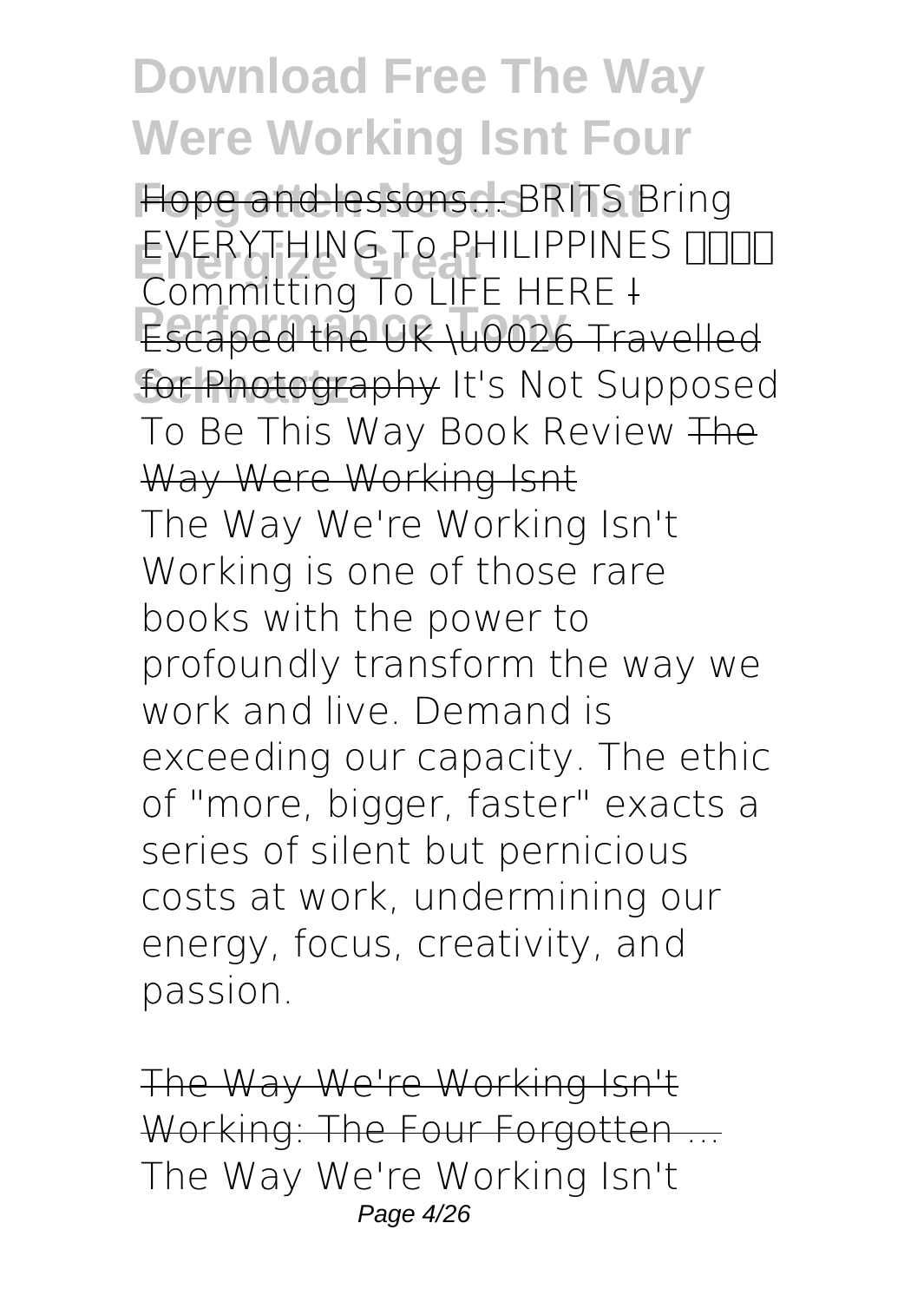Hope and lessons... BRITS Bring EVERYTHING To PHILIPPINES Committing To LIFE HERE I Escaped the UK \u0026 Travelled for Photography It's Not Supposed To Be This Way Book Review The Way Were Working Isnt

The Way We're Working Isn't Working is one of those rare books with the power to profoundly transform the way we work and live. Demand is exceeding our capacity. The ethic of "more, bigger, faster" exacts a series of silent but pernicious costs at work, undermining our energy, focus, creativity, and passion.

The Way We're Working Isn't Working: The Four Forgotten ...

The Way We're Working Isn't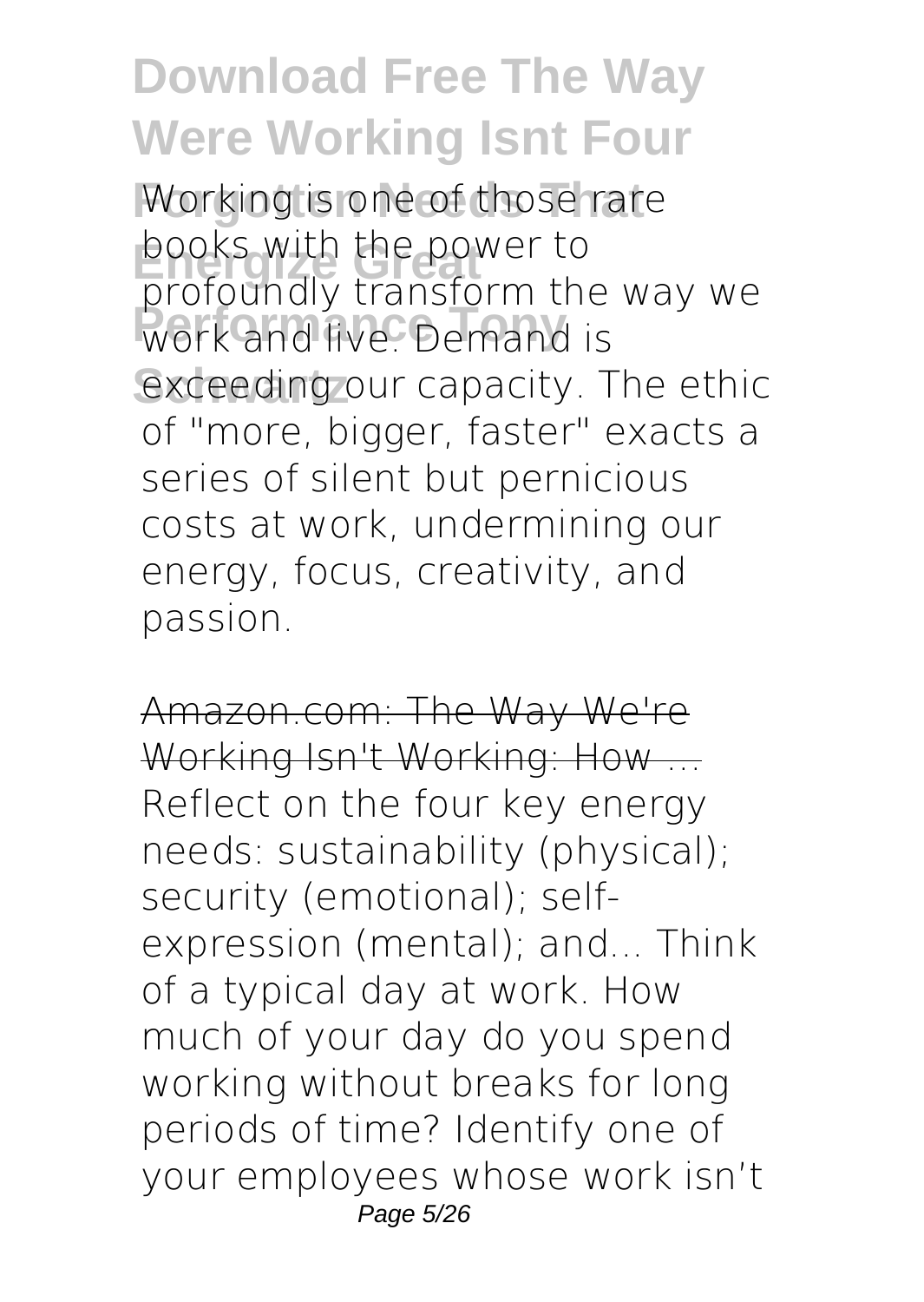Working is one of those rare books with the power to profoundly transform the way we work and live. Demand is exceeding our capacity. The ethic of "more, bigger, faster" exacts a series of silent but pernicious costs at work, undermining our energy, focus, creativity, and passion.

Amazon.com: The Way We're Working Isn't Working: How ...

Reflect on the four key energy needs: sustainability (physical); security (emotional); self-expression (mental); and... Think of a typical day at work. How much of your day do you spend working without breaks for long periods of time? Identify one of your employees whose work isn't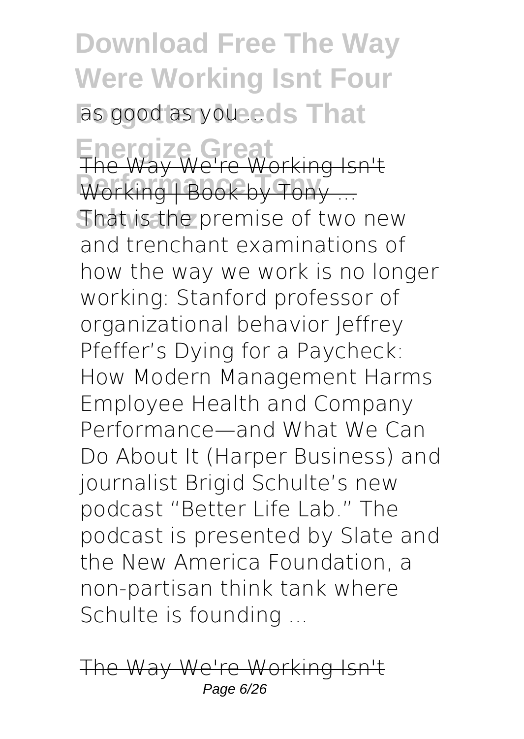as good as you ...

The Way We're Working Isn't Working | Book by Tony ...

That is the premise of two new and trenchant examinations of how the way we work is no longer working: Stanford professor of organizational behavior Jeffrey Pfeffer's Dying for a Paycheck: How Modern Management Harms Employee Health and Company Performance—and What We Can Do About It (Harper Business) and journalist Brigid Schulte's new podcast "Better Life Lab." The podcast is presented by Slate and the New America Foundation, a non-partisan think tank where Schulte is founding ...

The Way We're Working Isn't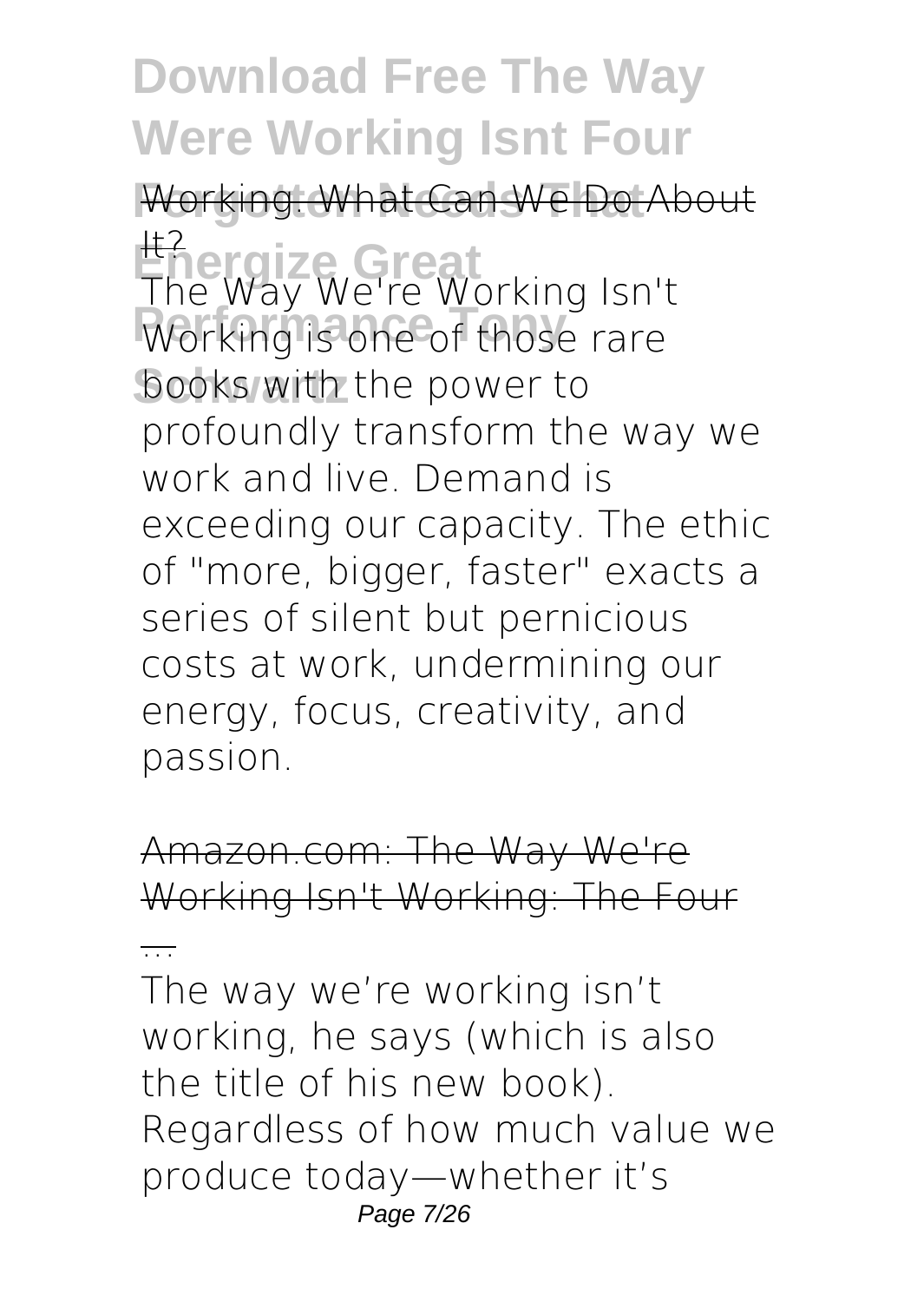Working: What Can We Do About It?

The Way We're Working Isn't Working is one of those rare books with the power to profoundly transform the way we work and live. Demand is exceeding our capacity. The ethic of "more, bigger, faster" exacts a series of silent but pernicious costs at work, undermining our energy, focus, creativity, and passion.

Amazon.com: The Way We're Working Isn't Working: The Four ...

The way we're working isn't working, he says (which is also the title of his new book). Regardless of how much value we produce today—whether it's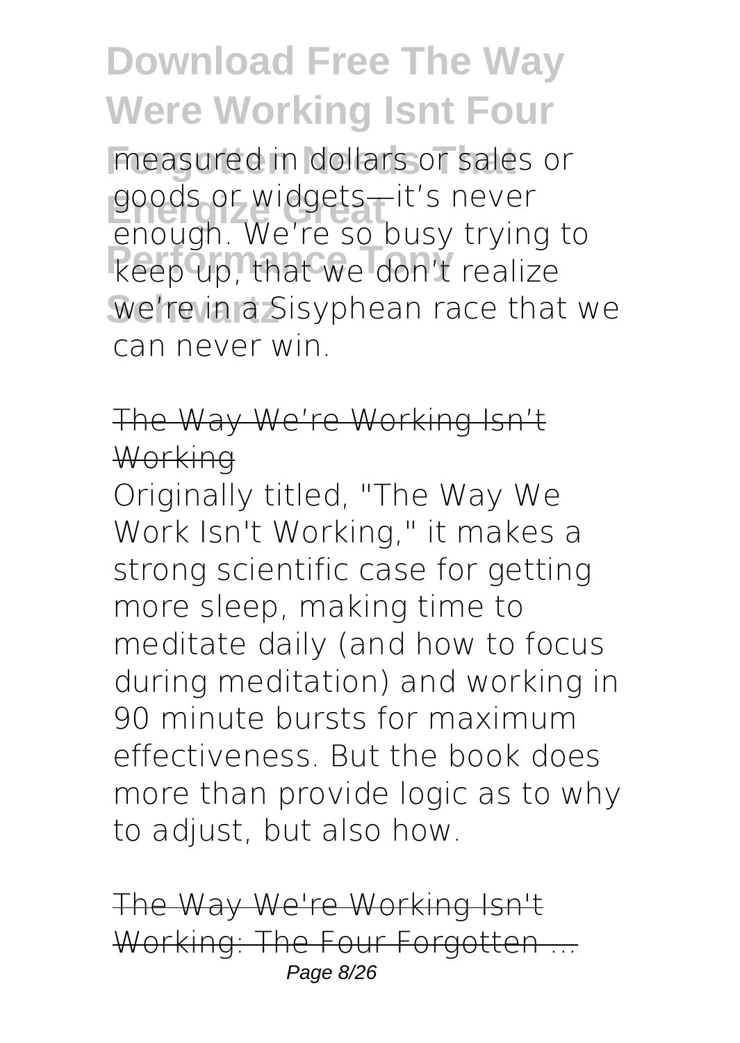measured in dollars or sales or goods or widgets—it's never enough. We're so busy trying to keep up, that we don't realize we're in a Sisyphean race that we can never win.

## The Way We're Working Isn't Working

Originally titled, "The Way We Work Isn't Working," it makes a strong scientific case for getting more sleep, making time to meditate daily (and how to focus during meditation) and working in 90 minute bursts for maximum effectiveness. But the book does more than provide logic as to why to adjust, but also how.

## The Way We're Working Isn't Working: The Four Forgotten ...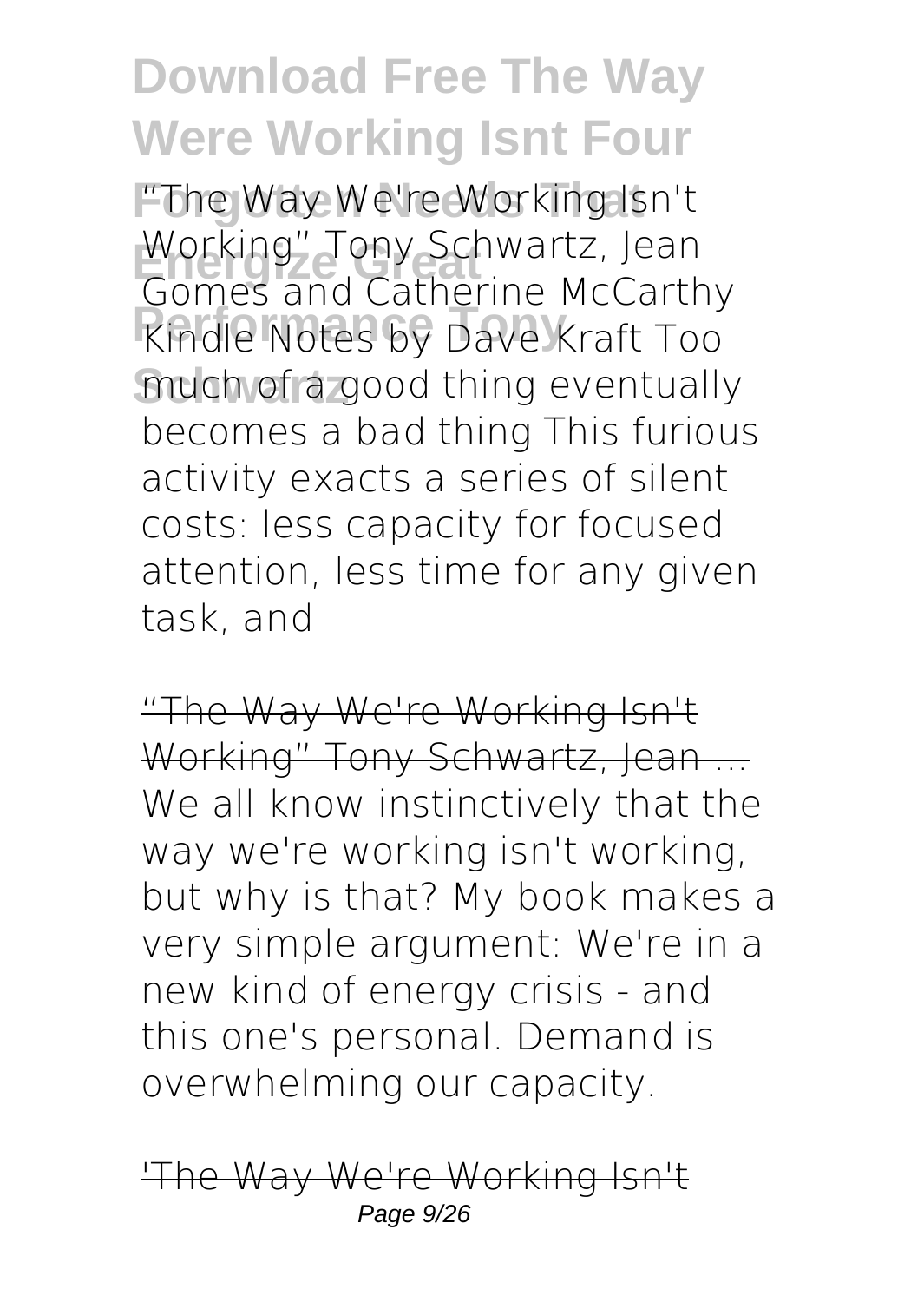"The Way We're Working Isn't Working" Tony Schwartz, Jean Gomes and Catherine McCarthy Kindle Notes by Dave Kraft Too much of a good thing eventually becomes a bad thing This furious activity exacts a series of silent costs: less capacity for focused attention, less time for any given task, and

"The Way We're Working Isn't Working" Tony Schwartz, Jean ...

We all know instinctively that the way we're working isn't working, but why is that? My book makes a very simple argument: We're in a new kind of energy crisis - and this one's personal. Demand is overwhelming our capacity.

'The Way We're Working Isn't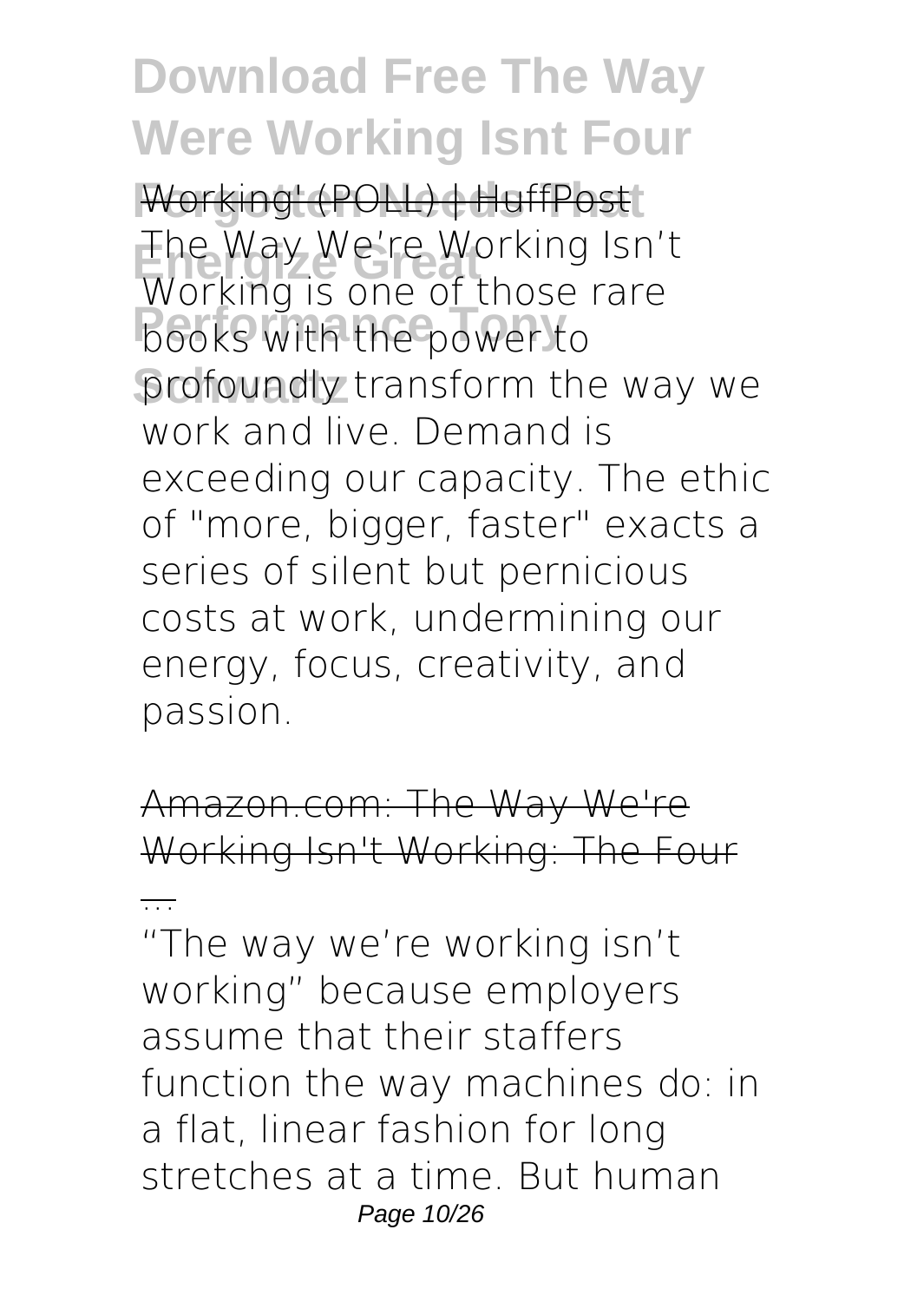Working' (POLL) | HuffPost

The Way We're Working Isn't Working is one of those rare books with the power to profoundly transform the way we work and live. Demand is exceeding our capacity. The ethic of "more, bigger, faster" exacts a series of silent but pernicious costs at work, undermining our energy, focus, creativity, and passion.

Amazon.com: The Way We're Working Isn't Working: The Four ...

"The way we're working isn't working" because employers assume that their staffers function the way machines do: in a flat, linear fashion for long stretches at a time. But human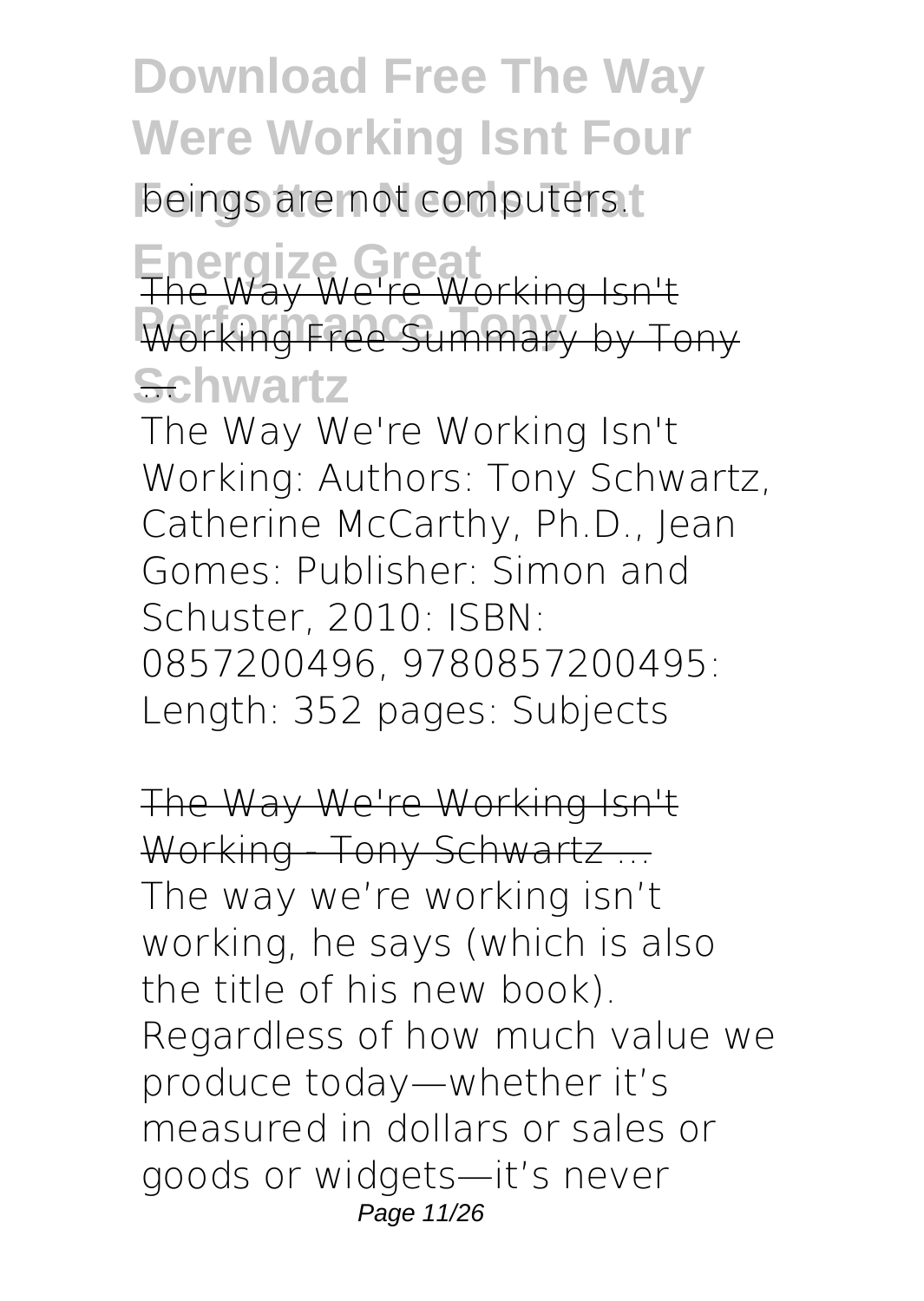beings are not computers.

## The Way We're Working Isn't Working Free Summary by Tony ...

The Way We're Working Isn't Working: Authors: Tony Schwartz, Catherine McCarthy, Ph.D., Jean Gomes: Publisher: Simon and Schuster, 2010: ISBN: 0857200496, 9780857200495: Length: 352 pages: Subjects

## The Way We're Working Isn't Working - Tony Schwartz ...

The way we're working isn't working, he says (which is also the title of his new book). Regardless of how much value we produce today—whether it's measured in dollars or sales or goods or widgets—it's never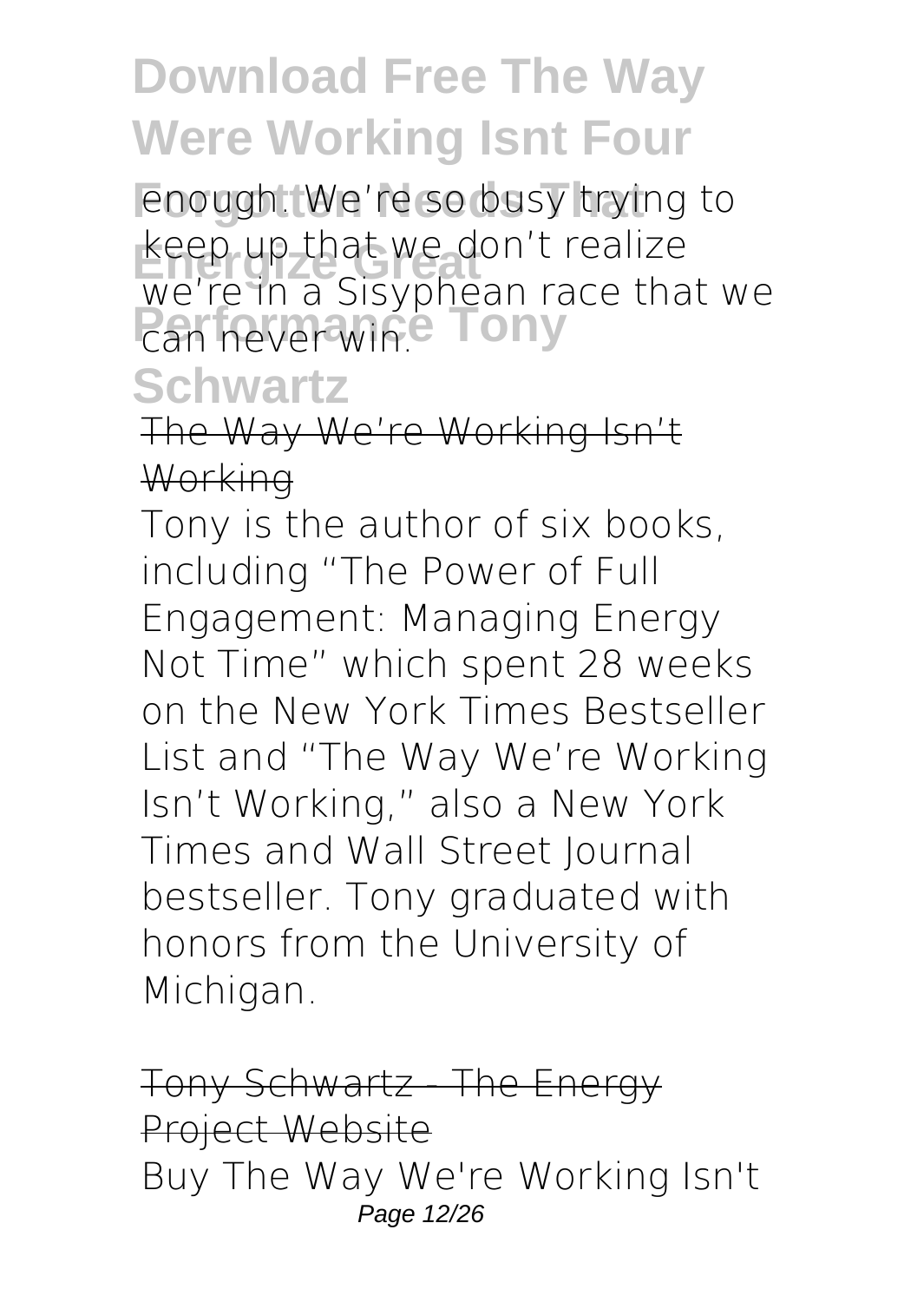enough. We're so busy trying to keep up that we don't realize we're in a Sisyphean race that we can never win.

The Way We're Working Isn't Working

Tony is the author of six books, including "The Power of Full Engagement: Managing Energy Not Time" which spent 28 weeks on the New York Times Bestseller List and "The Way We're Working Isn't Working," also a New York Times and Wall Street Journal bestseller. Tony graduated with honors from the University of Michigan.

Tony Schwartz - The Energy Project Website

Buy The Way We're Working Isn't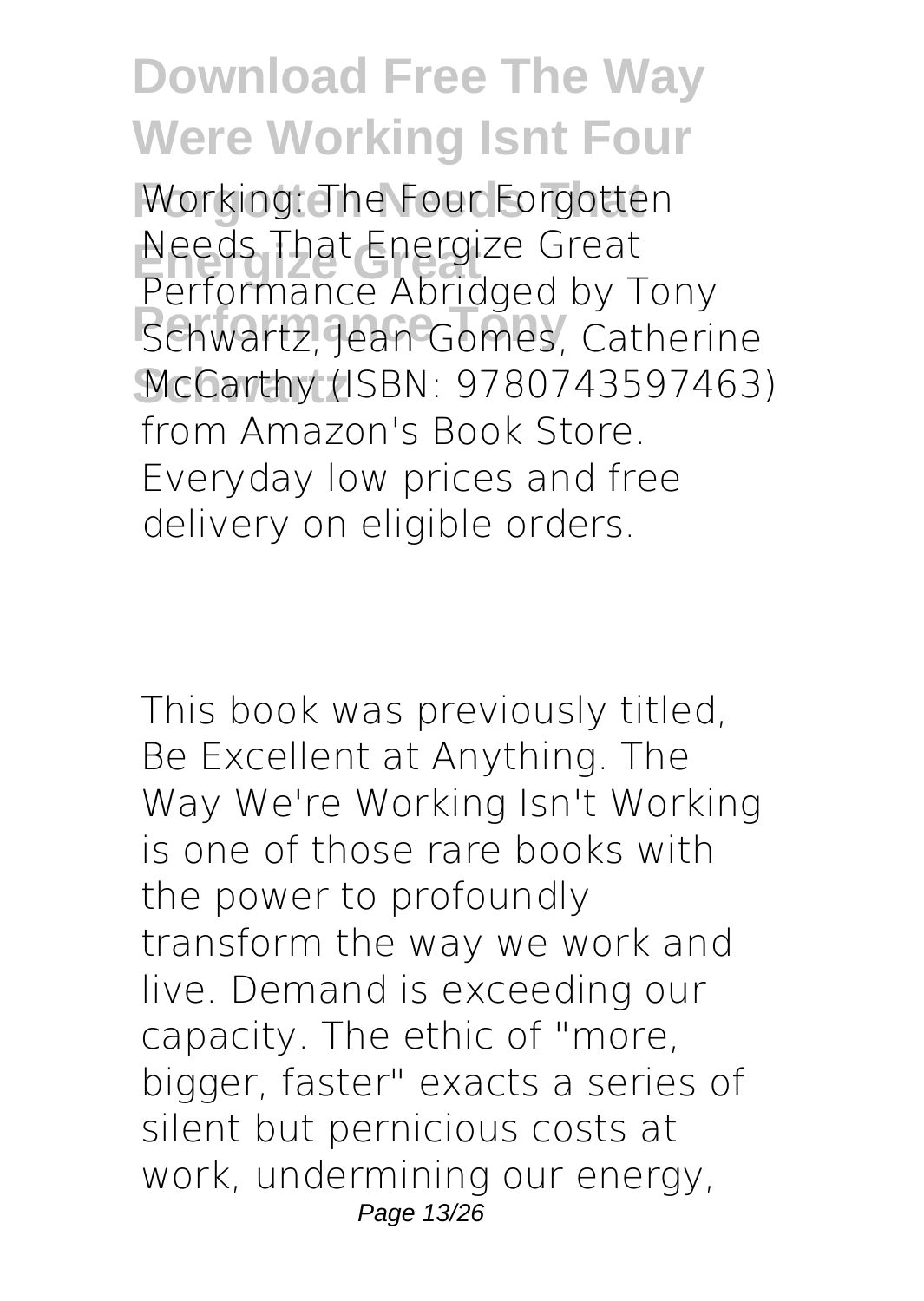Working: The Four Forgotten Needs That Energize Great Performance Abridged by Tony Schwartz, Jean Gomes, Catherine McCarthy (ISBN: 9780743597463) from Amazon's Book Store. Everyday low prices and free delivery on eligible orders.

This book was previously titled, Be Excellent at Anything. The Way We're Working Isn't Working is one of those rare books with the power to profoundly transform the way we work and live. Demand is exceeding our capacity. The ethic of "more, bigger, faster" exacts a series of silent but pernicious costs at work, undermining our energy,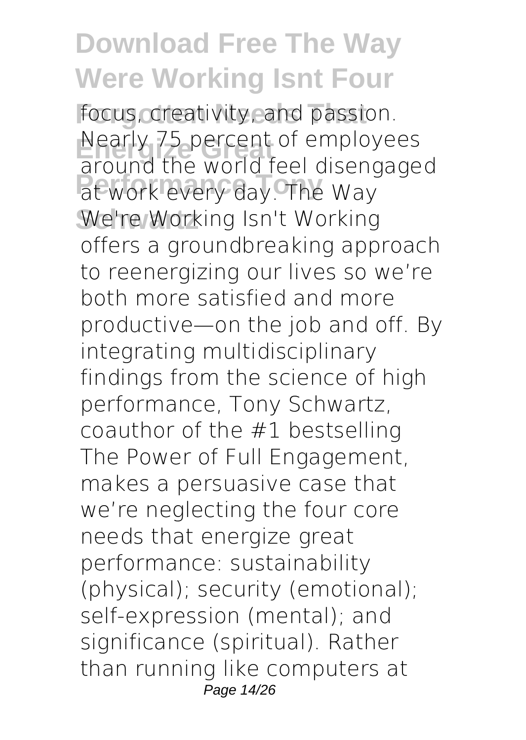focus, creativity, and passion. Nearly 75 percent of employees around the world feel disengaged at work every day. The Way We're Working Isn't Working offers a groundbreaking approach to reenergizing our lives so we're both more satisfied and more productive—on the job and off. By integrating multidisciplinary findings from the science of high performance, Tony Schwartz, coauthor of the #1 bestselling The Power of Full Engagement, makes a persuasive case that we're neglecting the four core needs that energize great performance: sustainability (physical); security (emotional); self-expression (mental); and significance (spiritual). Rather than running like computers at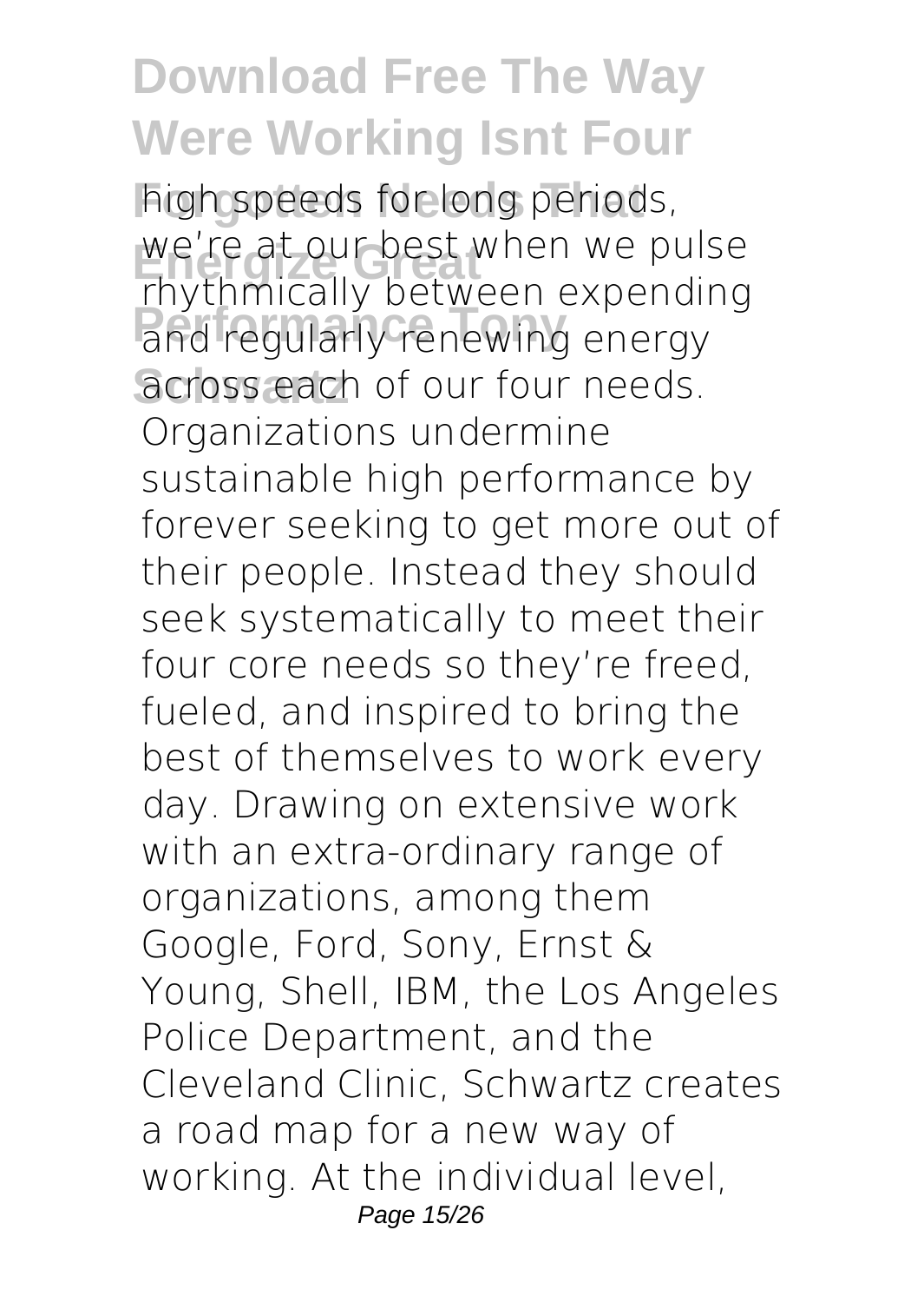high speeds for long periods, we're at our best when we pulse rhythmically between expending and regularly renewing energy across each of our four needs. Organizations undermine sustainable high performance by forever seeking to get more out of their people. Instead they should seek systematically to meet their four core needs so they're freed, fueled, and inspired to bring the best of themselves to work every day. Drawing on extensive work with an extra-ordinary range of organizations, among them Google, Ford, Sony, Ernst & Young, Shell, IBM, the Los Angeles Police Department, and the Cleveland Clinic, Schwartz creates a road map for a new way of working. At the individual level,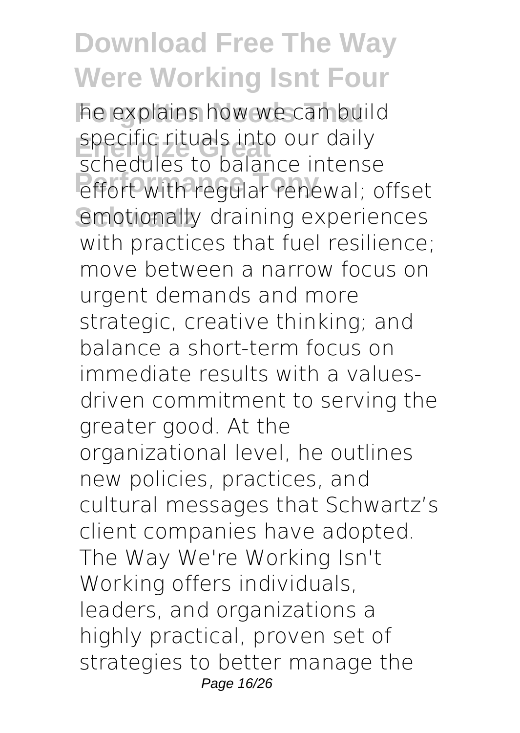he explains how we can build specific rituals into our daily schedules to balance intense effort with regular renewal; offset emotionally draining experiences with practices that fuel resilience; move between a narrow focus on urgent demands and more strategic, creative thinking; and balance a short-term focus on immediate results with a values-driven commitment to serving the greater good. At the organizational level, he outlines new policies, practices, and cultural messages that Schwartz's client companies have adopted. The Way We're Working Isn't Working offers individuals, leaders, and organizations a highly practical, proven set of strategies to better manage the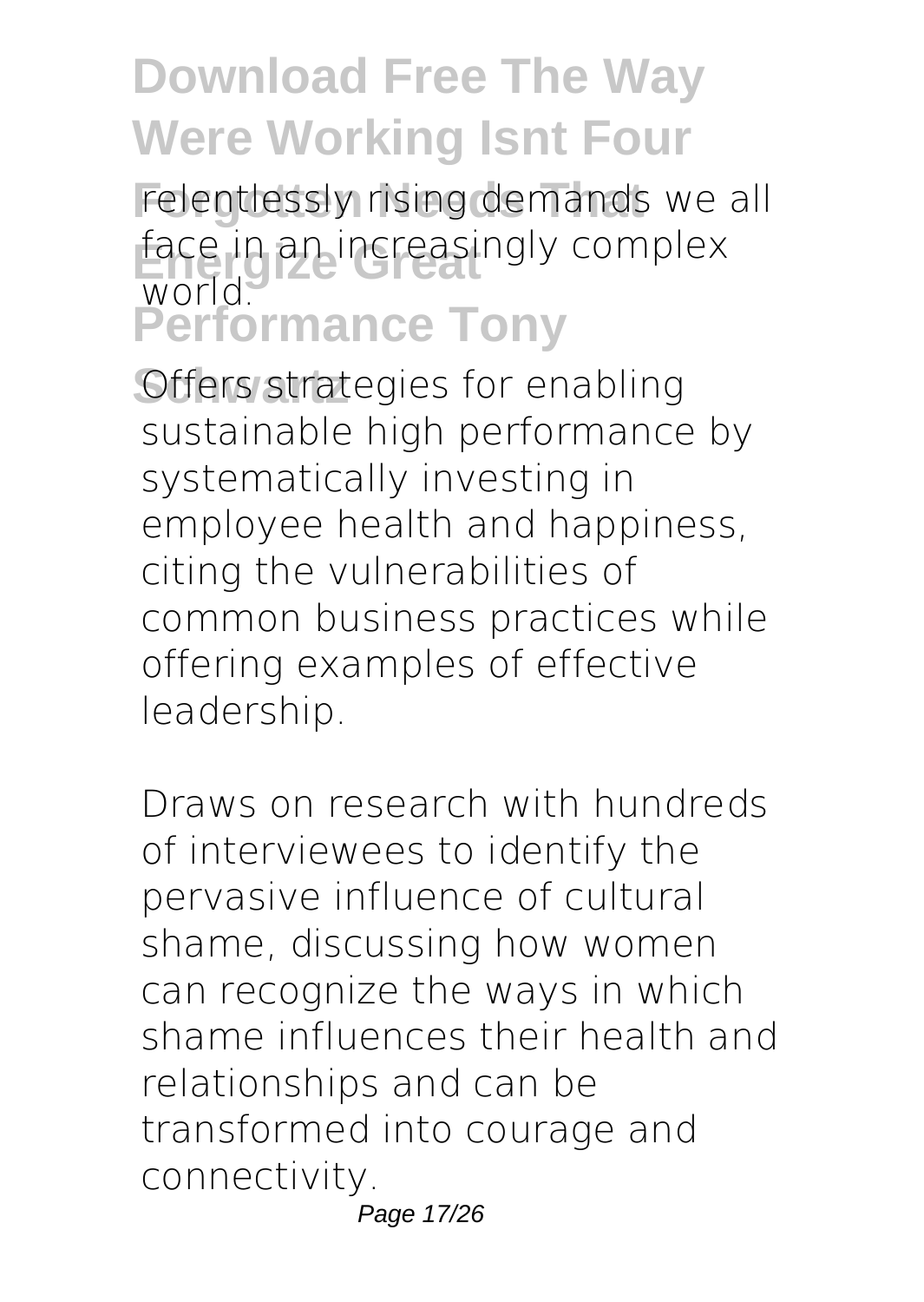relentlessly rising demands we all face in an increasingly complex world.

Offers strategies for enabling sustainable high performance by systematically investing in employee health and happiness, citing the vulnerabilities of common business practices while offering examples of effective leadership.

Draws on research with hundreds of interviewees to identify the pervasive influence of cultural shame, discussing how women can recognize the ways in which shame influences their health and relationships and can be transformed into courage and connectivity.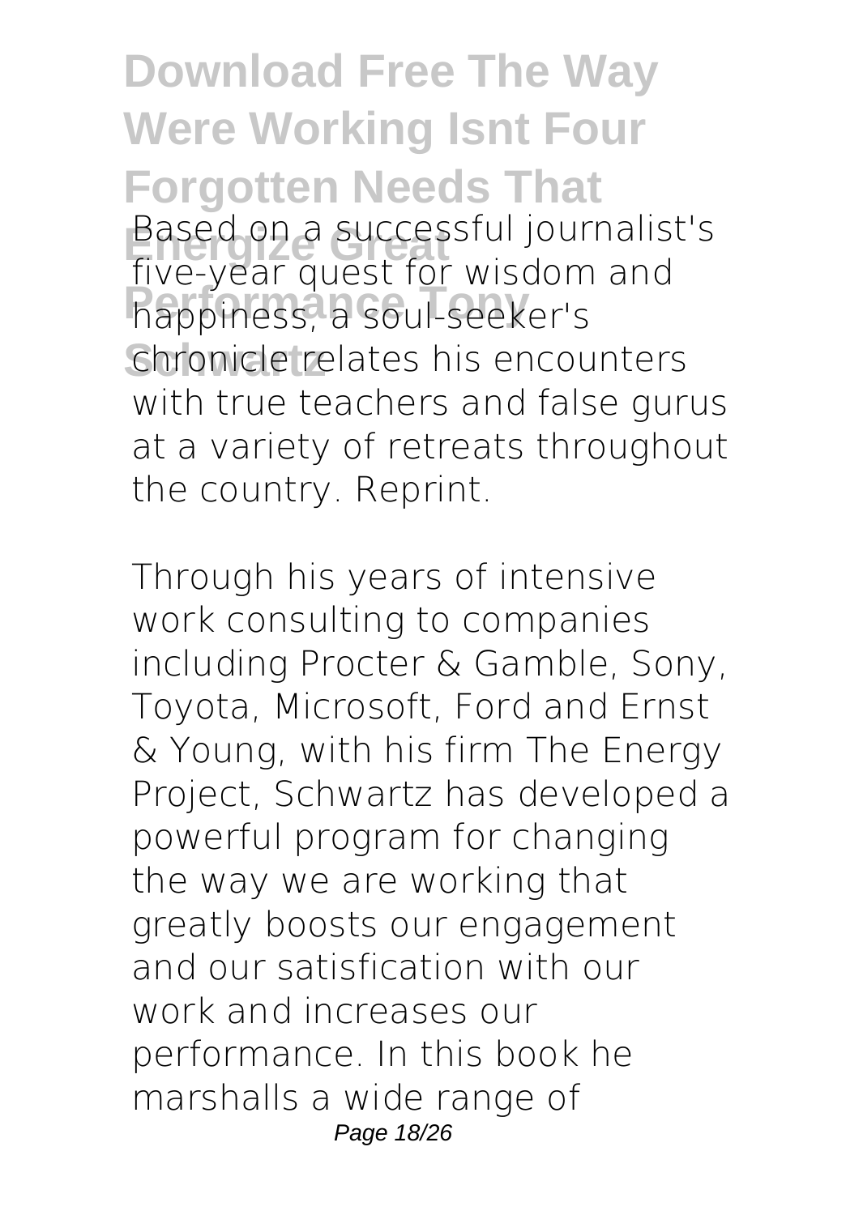Based on a successful journalist's five-year quest for wisdom and happiness, a soul-seeker's chronicle relates his encounters with true teachers and false gurus at a variety of retreats throughout the country. Reprint.

Through his years of intensive work consulting to companies including Procter & Gamble, Sony, Toyota, Microsoft, Ford and Ernst & Young, with his firm The Energy Project, Schwartz has developed a powerful program for changing the way we are working that greatly boosts our engagement and our satisfication with our work and increases our performance. In this book he marshalls a wide range of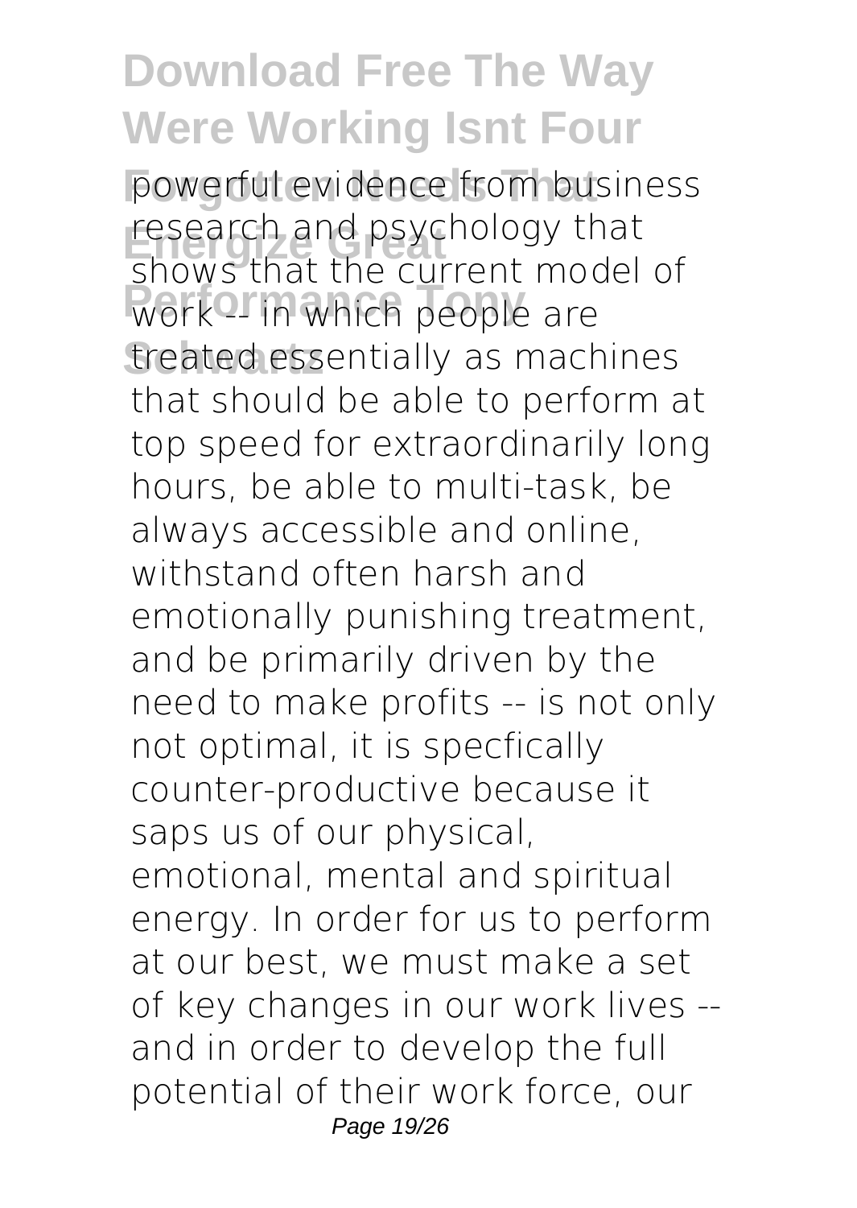powerful evidence from business research and psychology that shows that the current model of work -- in which people are treated essentially as machines that should be able to perform at top speed for extraordinarily long hours, be able to multi-task, be always accessible and online, withstand often harsh and emotionally punishing treatment, and be primarily driven by the need to make profits -- is not only not optimal, it is specfically counter-productive because it saps us of our physical, emotional, mental and spiritual energy. In order for us to perform at our best, we must make a set of key changes in our work lives -- and in order to develop the full potential of their work force, our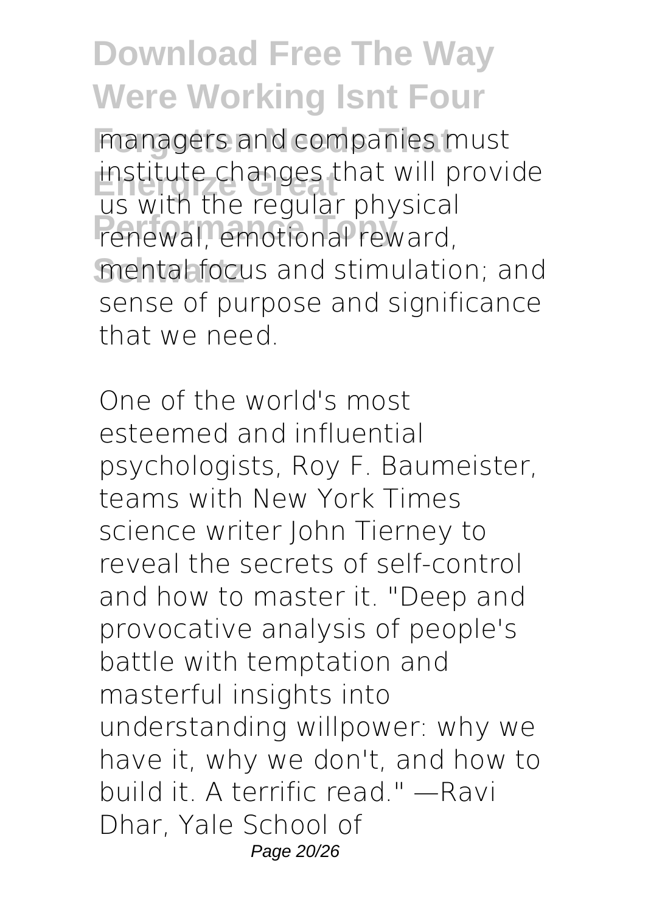managers and companies must institute changes that will provide us with the regular physical renewal, emotional reward, mental focus and stimulation; and sense of purpose and significance that we need.

One of the world's most esteemed and influential psychologists, Roy F. Baumeister, teams with New York Times science writer John Tierney to reveal the secrets of self-control and how to master it. "Deep and provocative analysis of people's battle with temptation and masterful insights into understanding willpower: why we have it, why we don't, and how to build it. A terrific read." —Ravi Dhar, Yale School of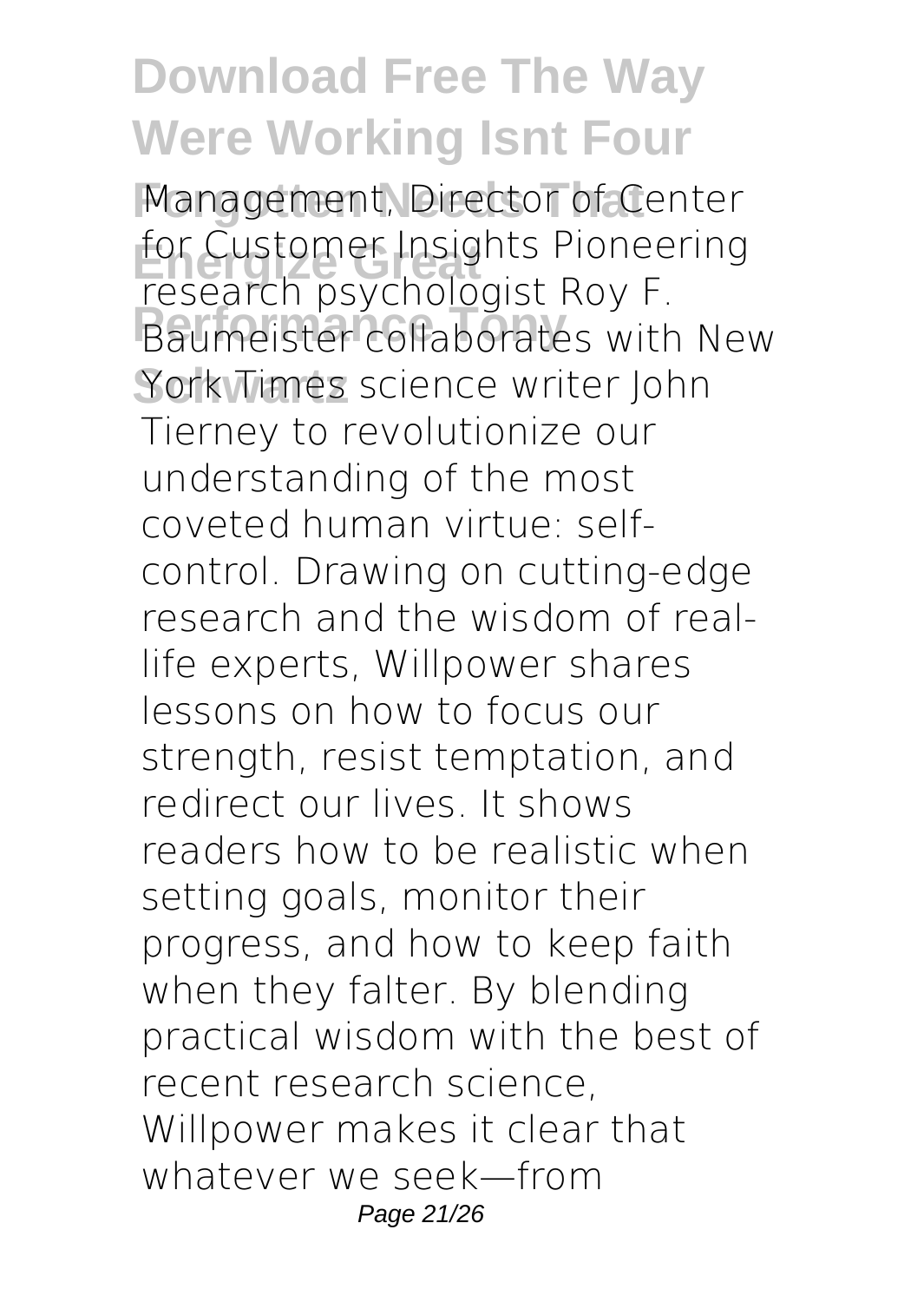Management, Director of Center for Customer Insights Pioneering research psychologist Roy F. Baumeister collaborates with New York Times science writer John Tierney to revolutionize our understanding of the most coveted human virtue: self-control. Drawing on cutting-edge research and the wisdom of real-life experts, Willpower shares lessons on how to focus our strength, resist temptation, and redirect our lives. It shows readers how to be realistic when setting goals, monitor their progress, and how to keep faith when they falter. By blending practical wisdom with the best of recent research science, Willpower makes it clear that whatever we seek—from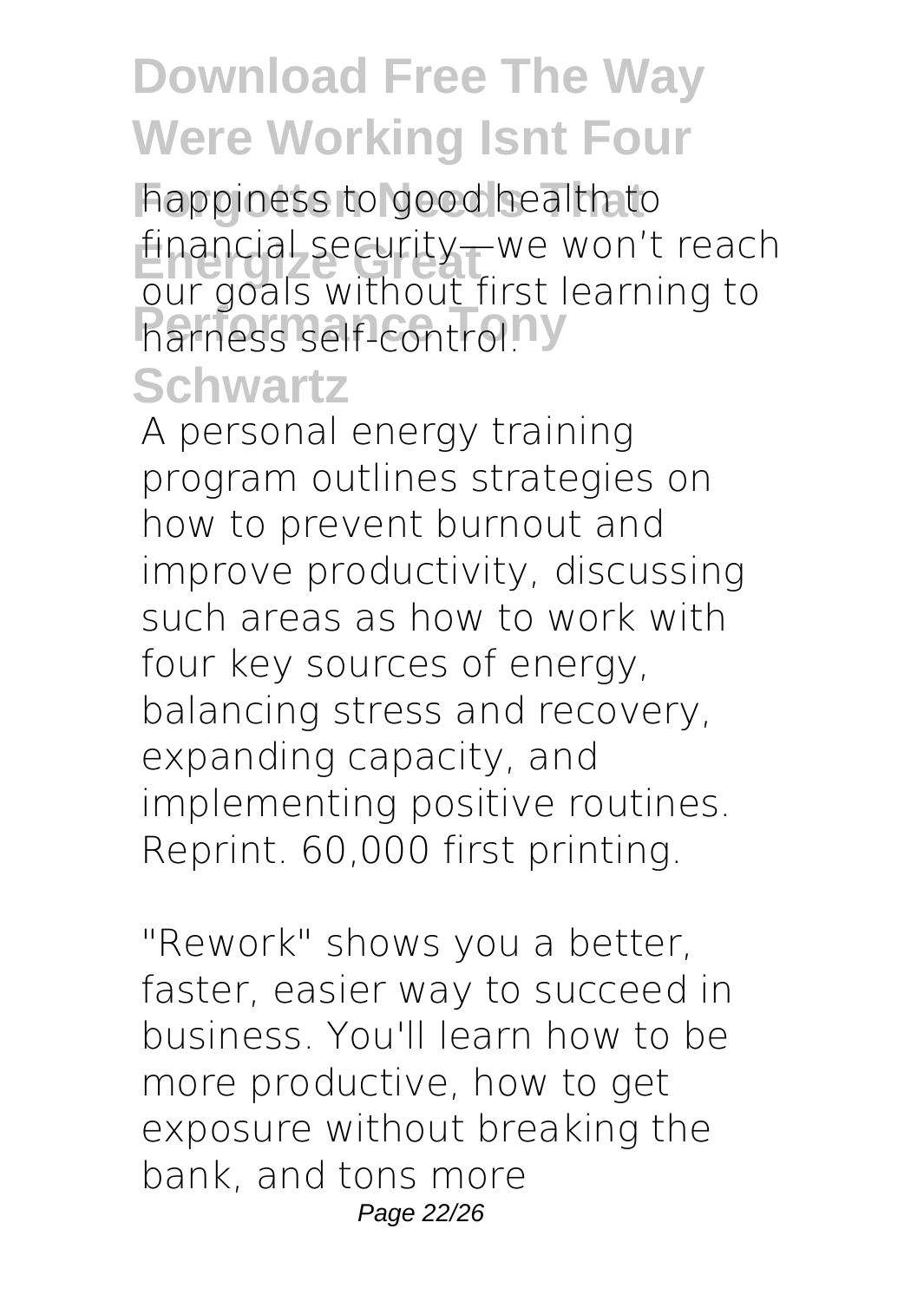happiness to good health to financial security—we won't reach our goals without first learning to harness self-control.

A personal energy training program outlines strategies on how to prevent burnout and improve productivity, discussing such areas as how to work with four key sources of energy, balancing stress and recovery, expanding capacity, and implementing positive routines. Reprint. 60,000 first printing.

"Rework" shows you a better, faster, easier way to succeed in business. You'll learn how to be more productive, how to get exposure without breaking the bank, and tons more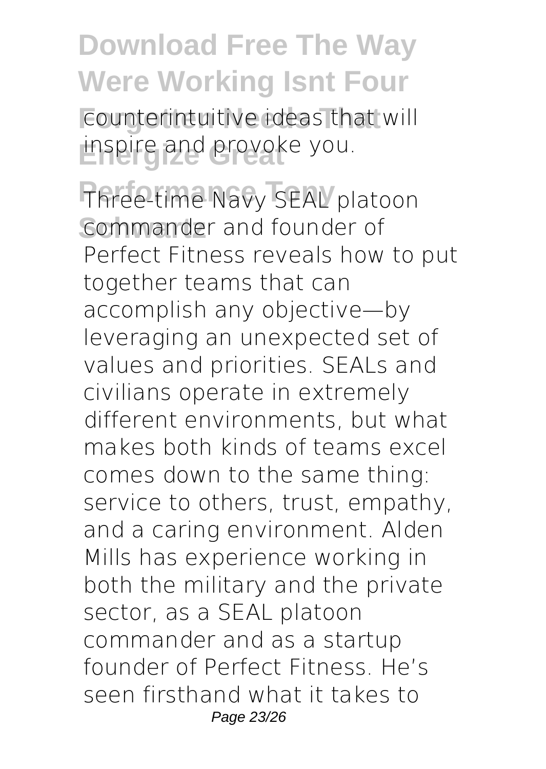counterintuitive ideas that will inspire and provoke you.

Three-time Navy SEAL platoon commander and founder of Perfect Fitness reveals how to put together teams that can accomplish any objective—by leveraging an unexpected set of values and priorities. SEALs and civilians operate in extremely different environments, but what makes both kinds of teams excel comes down to the same thing: service to others, trust, empathy, and a caring environment. Alden Mills has experience working in both the military and the private sector, as a SEAL platoon commander and as a startup founder of Perfect Fitness. He's seen firsthand what it takes to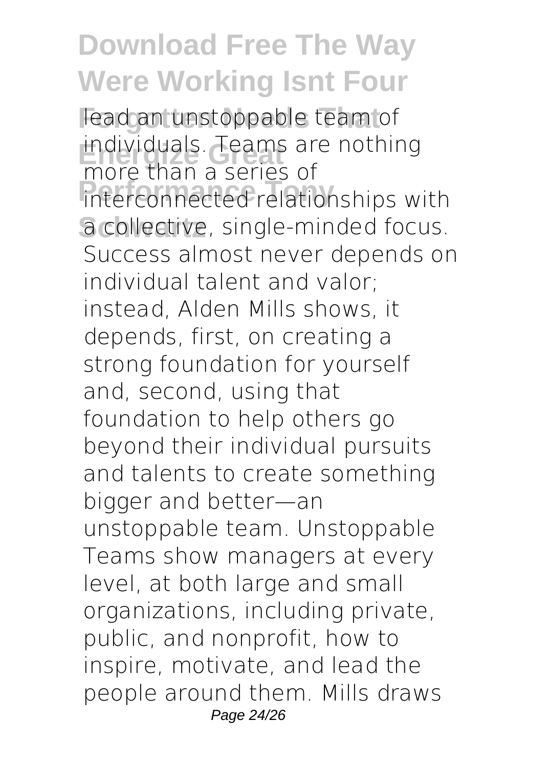lead an unstoppable team of individuals. Teams are nothing more than a series of interconnected relationships with a collective, single-minded focus. Success almost never depends on individual talent and valor; instead, Alden Mills shows, it depends, first, on creating a strong foundation for yourself and, second, using that foundation to help others go beyond their individual pursuits and talents to create something bigger and better—an unstoppable team. Unstoppable Teams show managers at every level, at both large and small organizations, including private, public, and nonprofit, how to inspire, motivate, and lead the people around them. Mills draws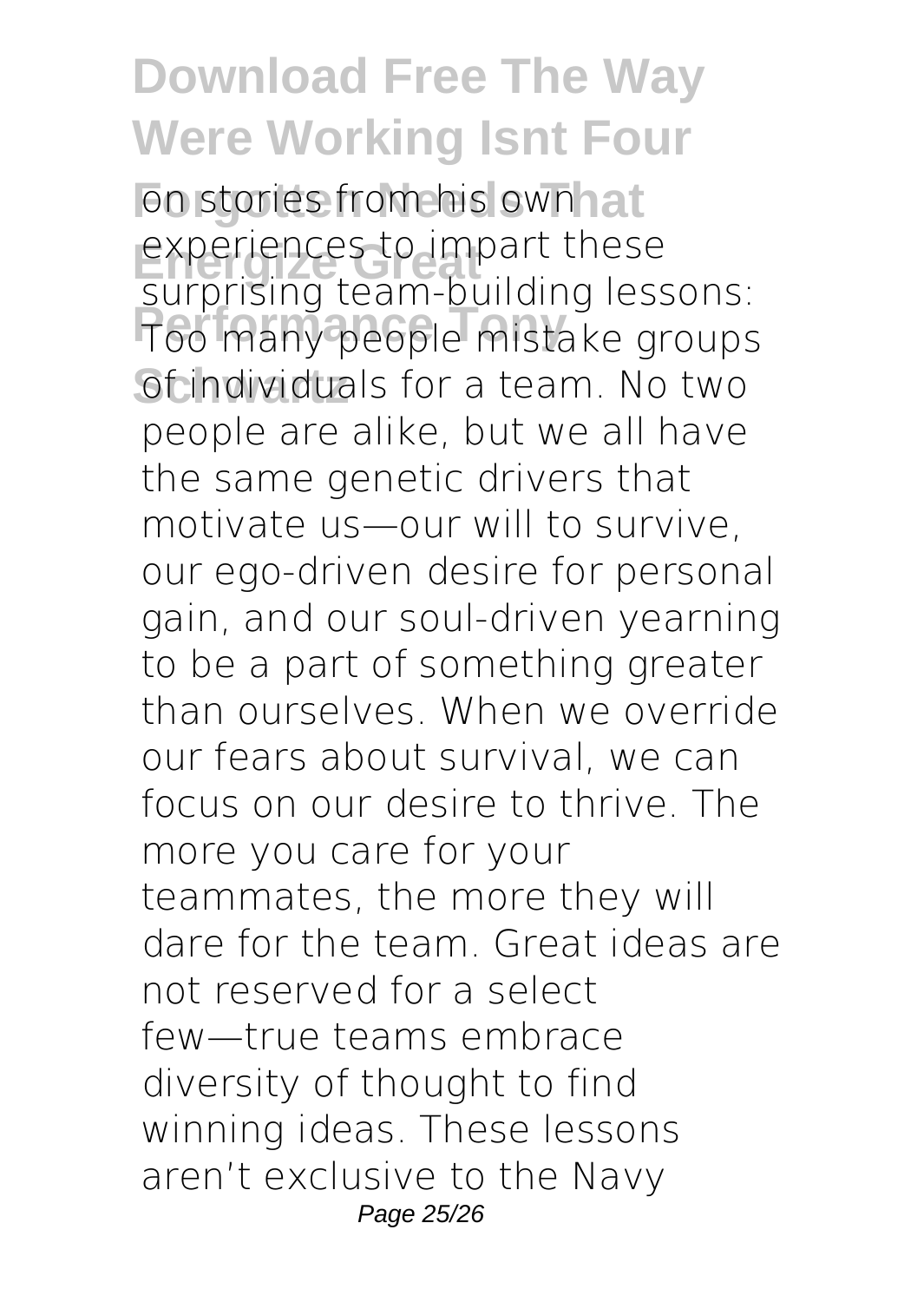on stories from his own experiences to impart these surprising team-building lessons: Too many people mistake groups of individuals for a team. No two people are alike, but we all have the same genetic drivers that motivate us—our will to survive, our ego-driven desire for personal gain, and our soul-driven yearning to be a part of something greater than ourselves. When we override our fears about survival, we can focus on our desire to thrive. The more you care for your teammates, the more they will dare for the team. Great ideas are not reserved for a select few—true teams embrace diversity of thought to find winning ideas. These lessons aren't exclusive to the Navy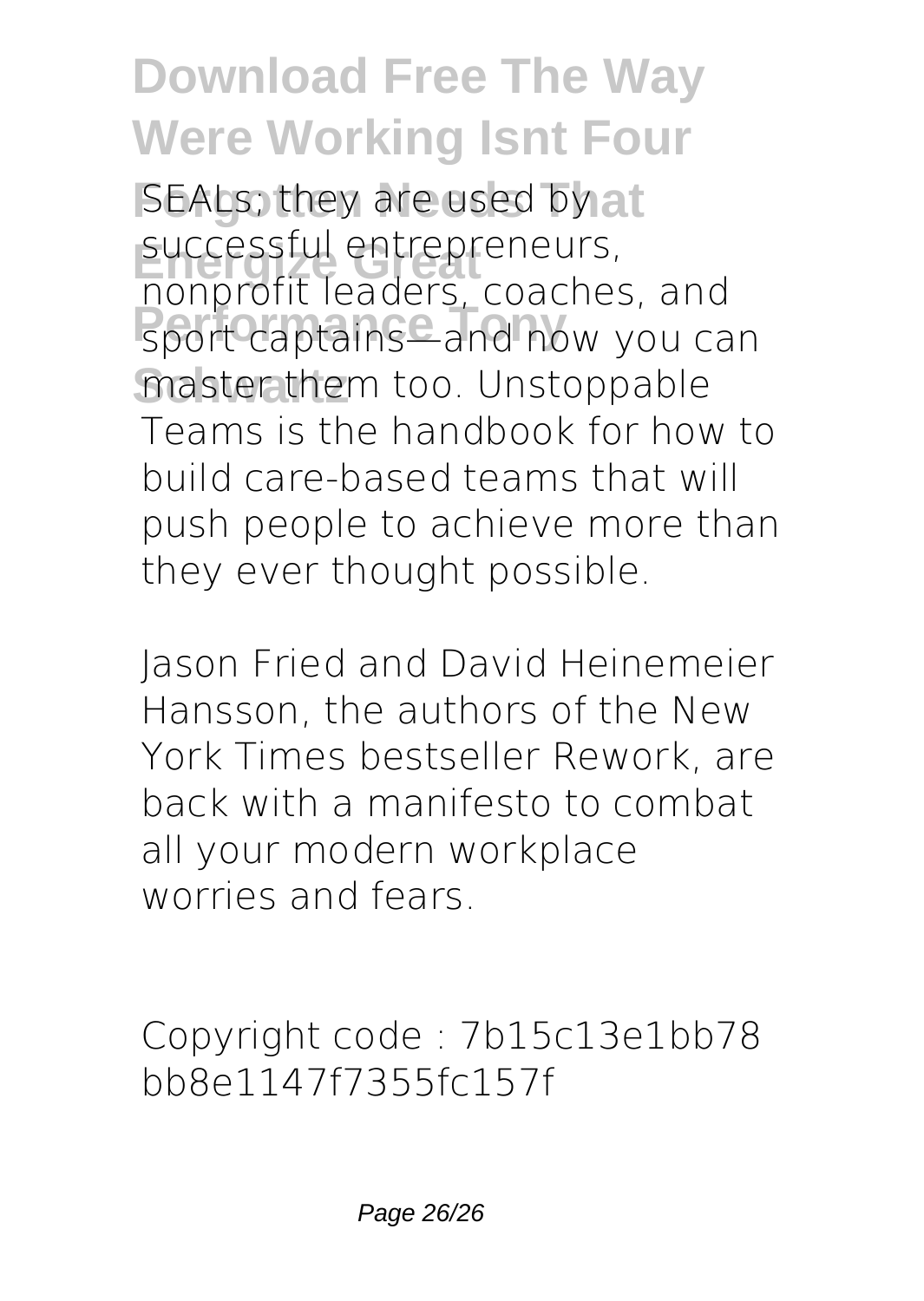SEALs; they are used by successful entrepreneurs, nonprofit leaders, coaches, and sport captains—and now you can master them too. Unstoppable Teams is the handbook for how to build care-based teams that will push people to achieve more than they ever thought possible.

Jason Fried and David Heinemeier Hansson, the authors of the New York Times bestseller Rework, are back with a manifesto to combat all your modern workplace worries and fears.

Copyright code : 7b15c13e1bb78bb8e1147f7355fc157f